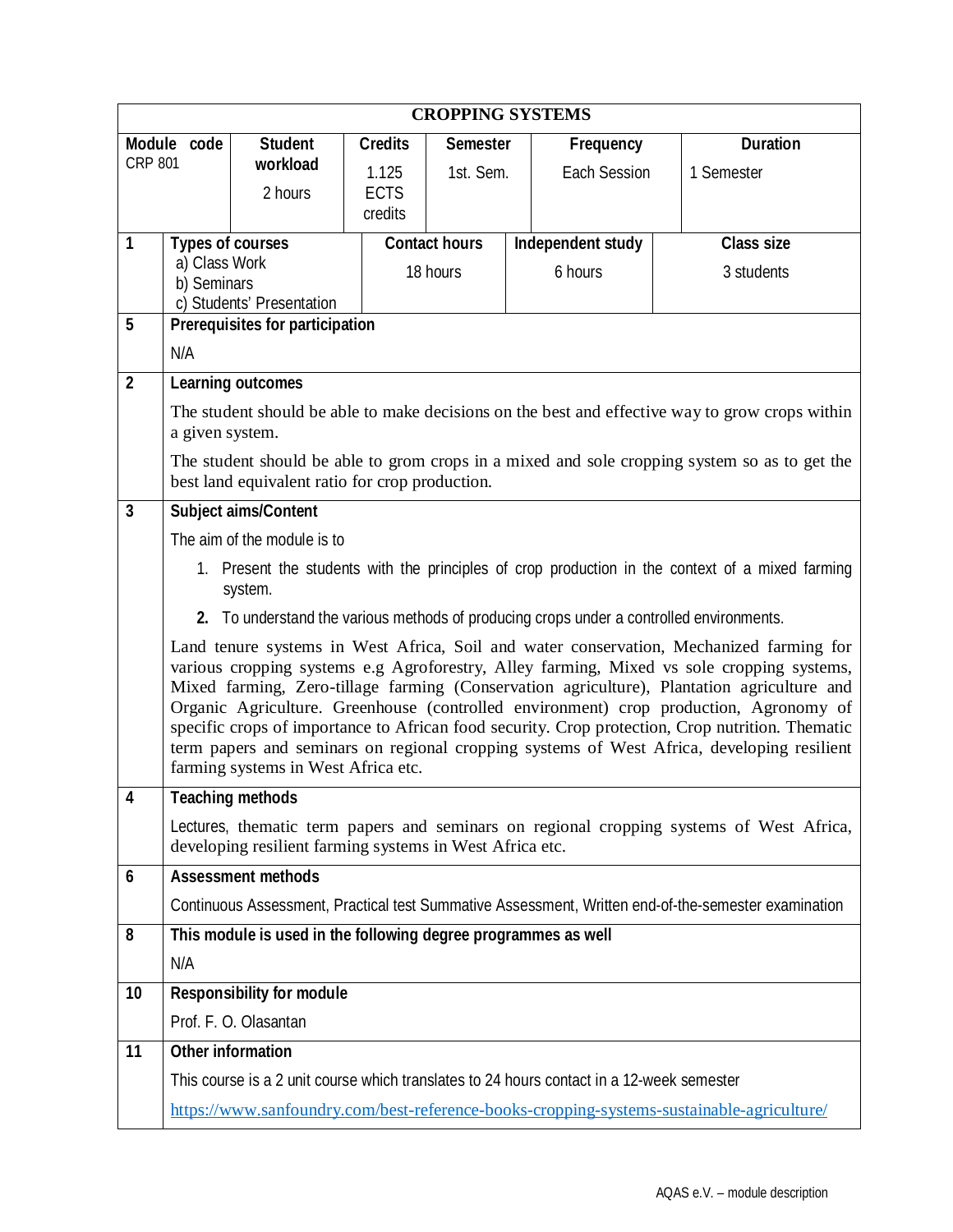# CROPPING SYSTEMS

| Module code | Student workload | Credits | Semester | Frequency | Duration |
|---|---|---|---|---|---|
| CRP 801 | 2 hours | 1.125 ECTS credits | 1st. Sem. | Each Session | 1 Semester |

| 1 | Types of courses | Contact hours | Independent study | Class size |
|---|---|---|---|---|
| | a) Class Work<br>b) Seminars<br>c) Students' Presentation | 18 hours | 6 hours | 3 students |

**5 Prerequisites for participation**

N/A

**2 Learning outcomes**

The student should be able to make decisions on the best and effective way to grow crops within a given system.

The student should be able to grom crops in a mixed and sole cropping system so as to get the best land equivalent ratio for crop production.

**3 Subject aims/Content**

The aim of the module is to

1. Present the students with the principles of crop production in the context of a mixed farming system.
2. To understand the various methods of producing crops under a controlled environments.

Land tenure systems in West Africa, Soil and water conservation, Mechanized farming for various cropping systems e.g Agroforestry, Alley farming, Mixed vs sole cropping systems, Mixed farming, Zero-tillage farming (Conservation agriculture), Plantation agriculture and Organic Agriculture. Greenhouse (controlled environment) crop production, Agronomy of specific crops of importance to African food security. Crop protection, Crop nutrition. Thematic term papers and seminars on regional cropping systems of West Africa, developing resilient farming systems in West Africa etc.

**4 Teaching methods**

Lectures, thematic term papers and seminars on regional cropping systems of West Africa, developing resilient farming systems in West Africa etc.

**6 Assessment methods**

Continuous Assessment, Practical test Summative Assessment, Written end-of-the-semester examination

**8 This module is used in the following degree programmes as well**

N/A

**10 Responsibility for module**

Prof. F. O. Olasantan

**11 Other information**

This course is a 2 unit course which translates to 24 hours contact in a 12-week semester

https://www.sanfoundry.com/best-reference-books-cropping-systems-sustainable-agriculture/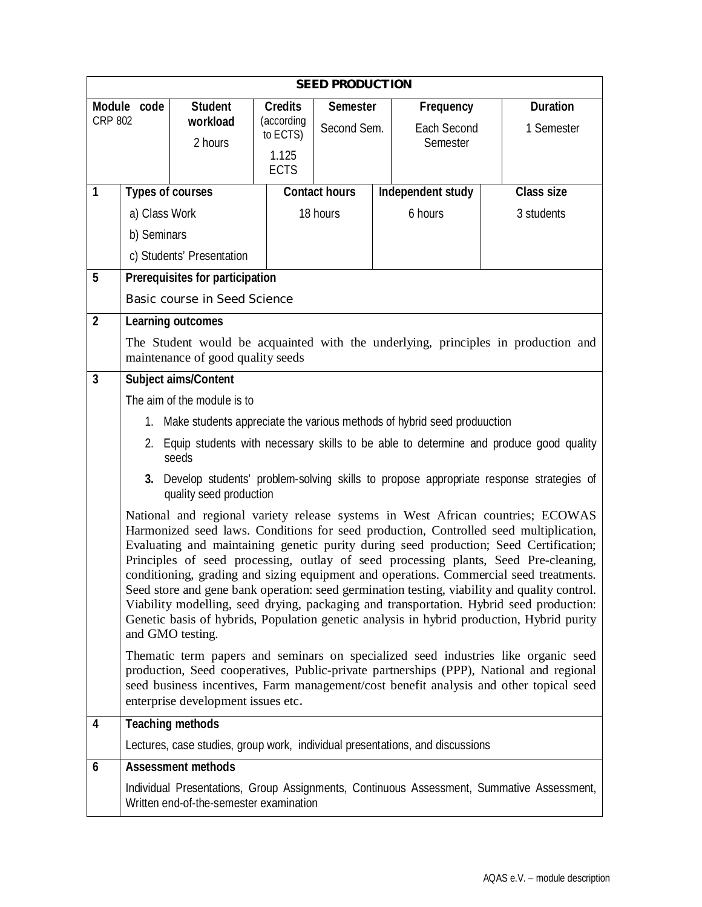# SEED PRODUCTION

| Module code | Student workload | Credits (according to ECTS) | Semester | Frequency | Duration |
|---|---|---|---|---|---|
| CRP 802 | 2 hours | 1.125 ECTS | Second Sem. | Each Second Semester | 1 Semester |

| | Types of courses | Contact hours | Independent study | Class size |
|---|---|---|---|---|
| 1 | a) Class Work<br>b) Seminars<br>c) Students' Presentation | 18 hours | 6 hours | 3 students |

**5 Prerequisites for participation**

Basic course in Seed Science

**2 Learning outcomes**

The Student would be acquainted with the underlying, principles in production and maintenance of good quality seeds

**3 Subject aims/Content**

The aim of the module is to

1. Make students appreciate the various methods of hybrid seed produuction
2. Equip students with necessary skills to be able to determine and produce good quality seeds
3. Develop students' problem-solving skills to propose appropriate response strategies of quality seed production

National and regional variety release systems in West African countries; ECOWAS Harmonized seed laws. Conditions for seed production, Controlled seed multiplication, Evaluating and maintaining genetic purity during seed production; Seed Certification; Principles of seed processing, outlay of seed processing plants, Seed Pre-cleaning, conditioning, grading and sizing equipment and operations. Commercial seed treatments. Seed store and gene bank operation: seed germination testing, viability and quality control. Viability modelling, seed drying, packaging and transportation. Hybrid seed production: Genetic basis of hybrids, Population genetic analysis in hybrid production, Hybrid purity and GMO testing.

Thematic term papers and seminars on specialized seed industries like organic seed production, Seed cooperatives, Public-private partnerships (PPP), National and regional seed business incentives, Farm management/cost benefit analysis and other topical seed enterprise development issues etc.

**4 Teaching methods**

Lectures, case studies, group work, individual presentations, and discussions

**6 Assessment methods**

Individual Presentations, Group Assignments, Continuous Assessment, Summative Assessment, Written end-of-the-semester examination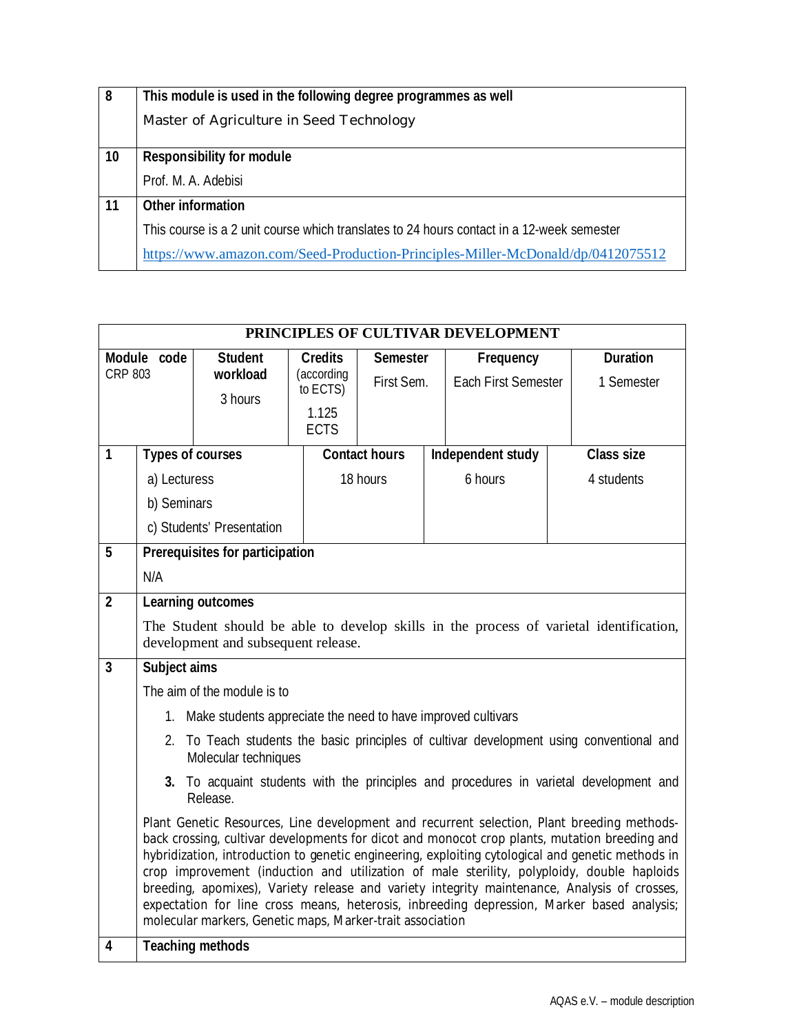| | |
|---|---|
| **8** | **This module is used in the following degree programmes as well**<br>Master of Agriculture in Seed Technology |
| **10** | **Responsibility for module**<br>Prof. M. A. Adebisi |
| **11** | **Other information**<br>This course is a 2 unit course which translates to 24 hours contact in a 12-week semester<br>https://www.amazon.com/Seed-Production-Principles-Miller-McDonald/dp/0412075512 |

## PRINCIPLES OF CULTIVAR DEVELOPMENT

| **Module code** | **Student workload** | **Credits** (according to ECTS) | **Semester** | **Frequency** | **Duration** |
|---|---|---|---|---|---|
| CRP 803 | 3 hours | 1.125 ECTS | First Sem. | Each First Semester | 1 Semester |

| | **Types of courses** | **Contact hours** | **Independent study** | **Class size** |
|---|---|---|---|---|
| **1** | a) Lecturess<br>b) Seminars<br>c) Students' Presentation | 18 hours | 6 hours | 4 students |

| | |
|---|---|
| **5** | **Prerequisites for participation**<br>N/A |
| **2** | **Learning outcomes**<br>The Student should be able to develop skills in the process of varietal identification, development and subsequent release. |
| **3** | **Subject aims**<br>The aim of the module is to<br>1. Make students appreciate the need to have improved cultivars<br>2. To Teach students the basic principles of cultivar development using conventional and Molecular techniques<br>3. To acquaint students with the principles and procedures in varietal development and Release.<br>Plant Genetic Resources, Line development and recurrent selection, Plant breeding methods-back crossing, cultivar developments for dicot and monocot crop plants, mutation breeding and hybridization, introduction to genetic engineering, exploiting cytological and genetic methods in crop improvement (induction and utilization of male sterility, polyploidy, double haploids breeding, apomixes), Variety release and variety integrity maintenance, Analysis of crosses, expectation for line cross means, heterosis, inbreeding depression, Marker based analysis; molecular markers, Genetic maps, Marker-trait association |
| **4** | **Teaching methods** |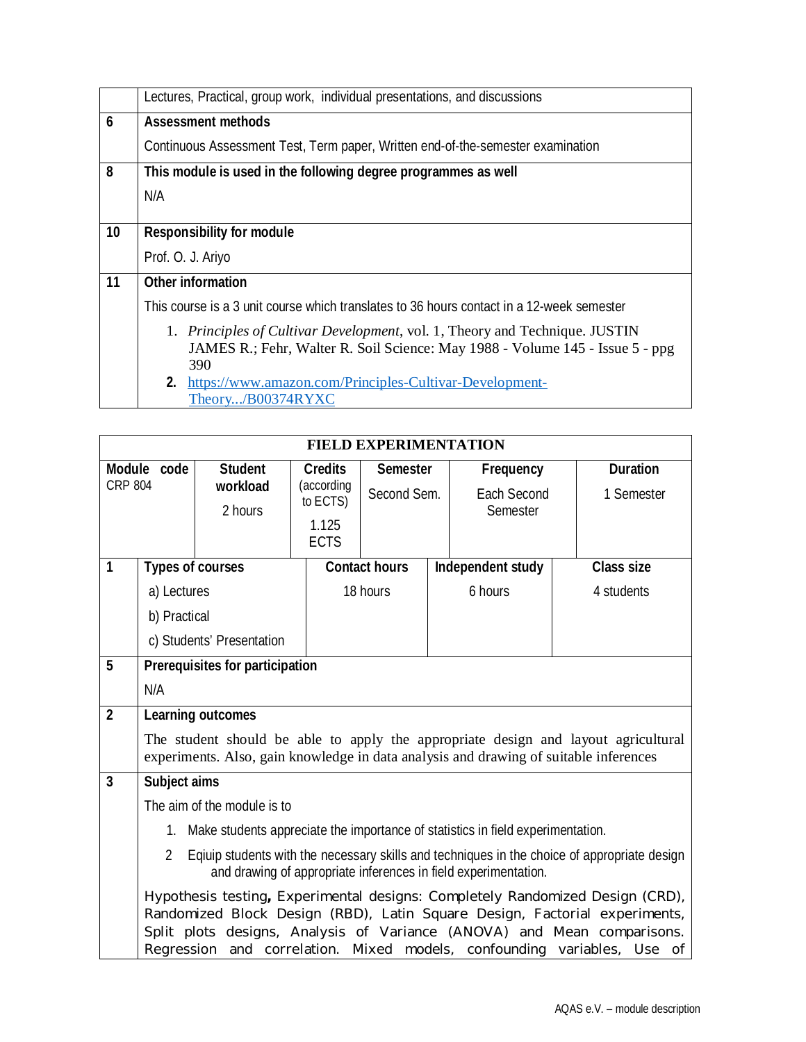| | |
|---|---|
| | Lectures, Practical, group work, individual presentations, and discussions |
| **6** | **Assessment methods**<br>Continuous Assessment Test, Term paper, Written end-of-the-semester examination |
| **8** | **This module is used in the following degree programmes as well**<br>N/A |
| **10** | **Responsibility for module**<br>Prof. O. J. Ariyo |
| **11** | **Other information**<br>This course is a 3 unit course which translates to 36 hours contact in a 12-week semester<br>1. *Principles of Cultivar Development*, vol. 1, Theory and Technique. JUSTIN JAMES R.; Fehr, Walter R. Soil Science: May 1988 - Volume 145 - Issue 5 - ppg 390<br>**2.** [https://www.amazon.com/Principles-Cultivar-Development-Theory.../B00374RYXC](https://www.amazon.com/Principles-Cultivar-Development-Theory.../B00374RYXC) |

| **FIELD EXPERIMENTATION** | | | | | |
|---|---|---|---|---|---|
| **Module code**<br>CRP 804 | **Student workload**<br>2 hours | **Credits** (according to ECTS)<br>1.125 ECTS | **Semester**<br>Second Sem. | **Frequency**<br>Each Second Semester | **Duration**<br>1 Semester |

| | | | | |
|---|---|---|---|---|
| **1** | **Types of courses**<br>a) Lectures<br>b) Practical<br>c) Students' Presentation | **Contact hours**<br>18 hours | **Independent study**<br>6 hours | **Class size**<br>4 students |
| **5** | **Prerequisites for participation**<br>N/A | | | |
| **2** | **Learning outcomes**<br>The student should be able to apply the appropriate design and layout agricultural experiments. Also, gain knowledge in data analysis and drawing of suitable inferences | | | |
| **3** | **Subject aims**<br>The aim of the module is to<br>1. Make students appreciate the importance of statistics in field experimentation.<br>2 Eqiuip students with the necessary skills and techniques in the choice of appropriate design and drawing of appropriate inferences in field experimentation.<br>Hypothesis testing**,** Experimental designs: Completely Randomized Design (CRD), Randomized Block Design (RBD), Latin Square Design, Factorial experiments, Split plots designs, Analysis of Variance (ANOVA) and Mean comparisons. Regression and correlation. Mixed models, confounding variables, Use of | | | |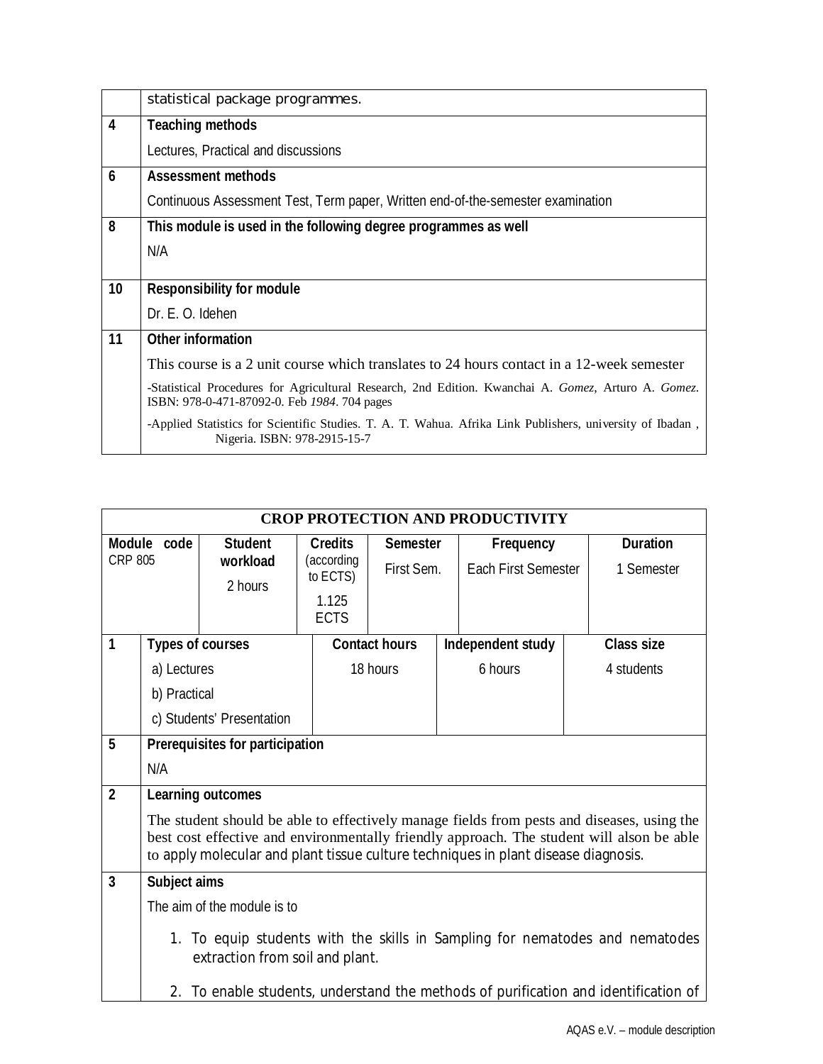| | statistical package programmes. |
|---|---|
| 4 | **Teaching methods**<br>Lectures, Practical and discussions |
| 6 | **Assessment methods**<br>Continuous Assessment Test, Term paper, Written end-of-the-semester examination |
| 8 | **This module is used in the following degree programmes as well**<br>N/A |
| 10 | **Responsibility for module**<br>Dr. E. O. Idehen |
| 11 | **Other information**<br>This course is a 2 unit course which translates to 24 hours contact in a 12-week semester<br>-Statistical Procedures for Agricultural Research, 2nd Edition. Kwanchai A. *Gomez*, Arturo A. *Gomez*. ISBN: 978-0-471-87092-0. Feb *1984*. 704 pages<br>-Applied Statistics for Scientific Studies. T. A. T. Wahua. Afrika Link Publishers, university of Ibadan , Nigeria. ISBN: 978-2915-15-7 |

## CROP PROTECTION AND PRODUCTIVITY

| Module code | Student workload | Credits (according to ECTS) | Semester | Frequency | Duration |
|---|---|---|---|---|---|
| CRP 805 | 2 hours | 1.125 ECTS | First Sem. | Each First Semester | 1 Semester |

| | Types of courses | Contact hours | Independent study | Class size |
|---|---|---|---|---|
| 1 | a) Lectures<br>b) Practical<br>c) Students' Presentation | 18 hours | 6 hours | 4 students |

| | |
|---|---|
| 5 | **Prerequisites for participation**<br>N/A |
| 2 | **Learning outcomes**<br>The student should be able to effectively manage fields from pests and diseases, using the best cost effective and environmentally friendly approach. The student will alson be able to apply molecular and plant tissue culture techniques in plant disease diagnosis. |
| 3 | **Subject aims**<br>The aim of the module is to<br>1. To equip students with the skills in Sampling for nematodes and nematodes extraction from soil and plant.<br>2. To enable students, understand the methods of purification and identification of |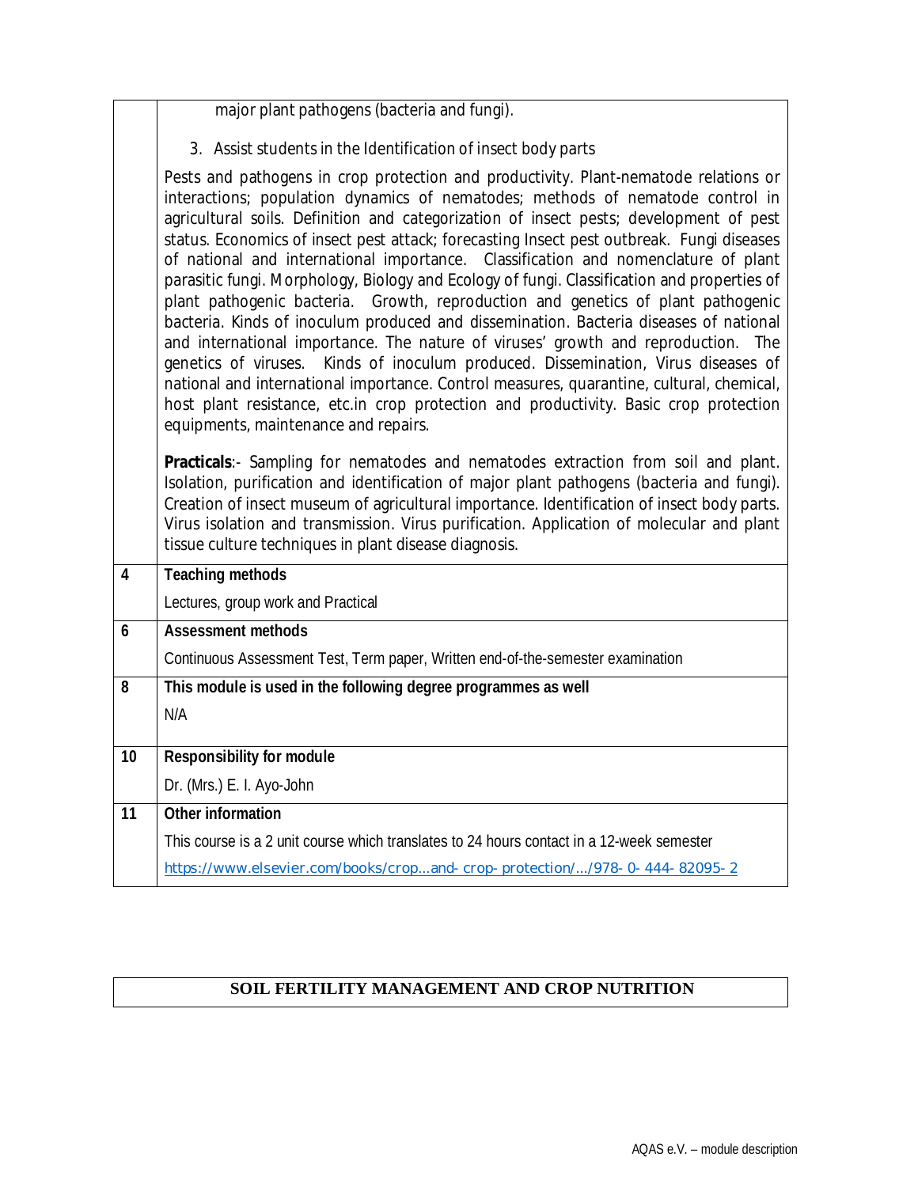|  |  |
| --- | --- |
|  | major plant pathogens (bacteria and fungi).<br><br>3. Assist students in the Identification of insect body parts<br><br>Pests and pathogens in crop protection and productivity. Plant-nematode relations or interactions; population dynamics of nematodes; methods of nematode control in agricultural soils. Definition and categorization of insect pests; development of pest status. Economics of insect pest attack; forecasting Insect pest outbreak. Fungi diseases of national and international importance. Classification and nomenclature of plant parasitic fungi. Morphology, Biology and Ecology of fungi. Classification and properties of plant pathogenic bacteria. Growth, reproduction and genetics of plant pathogenic bacteria. Kinds of inoculum produced and dissemination. Bacteria diseases of national and international importance. The nature of viruses' growth and reproduction. The genetics of viruses. Kinds of inoculum produced. Dissemination, Virus diseases of national and international importance. Control measures, quarantine, cultural, chemical, host plant resistance, etc.in crop protection and productivity. Basic crop protection equipments, maintenance and repairs.<br><br>**Practicals**:- Sampling for nematodes and nematodes extraction from soil and plant. Isolation, purification and identification of major plant pathogens (bacteria and fungi). Creation of insect museum of agricultural importance. Identification of insect body parts. Virus isolation and transmission. Virus purification. Application of molecular and plant tissue culture techniques in plant disease diagnosis. |
| 4 | **Teaching methods**<br><br>Lectures, group work and Practical |
| 6 | **Assessment methods**<br><br>Continuous Assessment Test, Term paper, Written end-of-the-semester examination |
| 8 | **This module is used in the following degree programmes as well**<br><br>N/A |
| 10 | **Responsibility for module**<br><br>Dr. (Mrs.) E. I. Ayo-John |
| 11 | **Other information**<br><br>This course is a 2 unit course which translates to 24 hours contact in a 12-week semester<br><br>https://www.elsevier.com/books/crop...and- crop- protection/.../978- 0- 444- 82095- 2 |

## SOIL FERTILITY MANAGEMENT AND CROP NUTRITION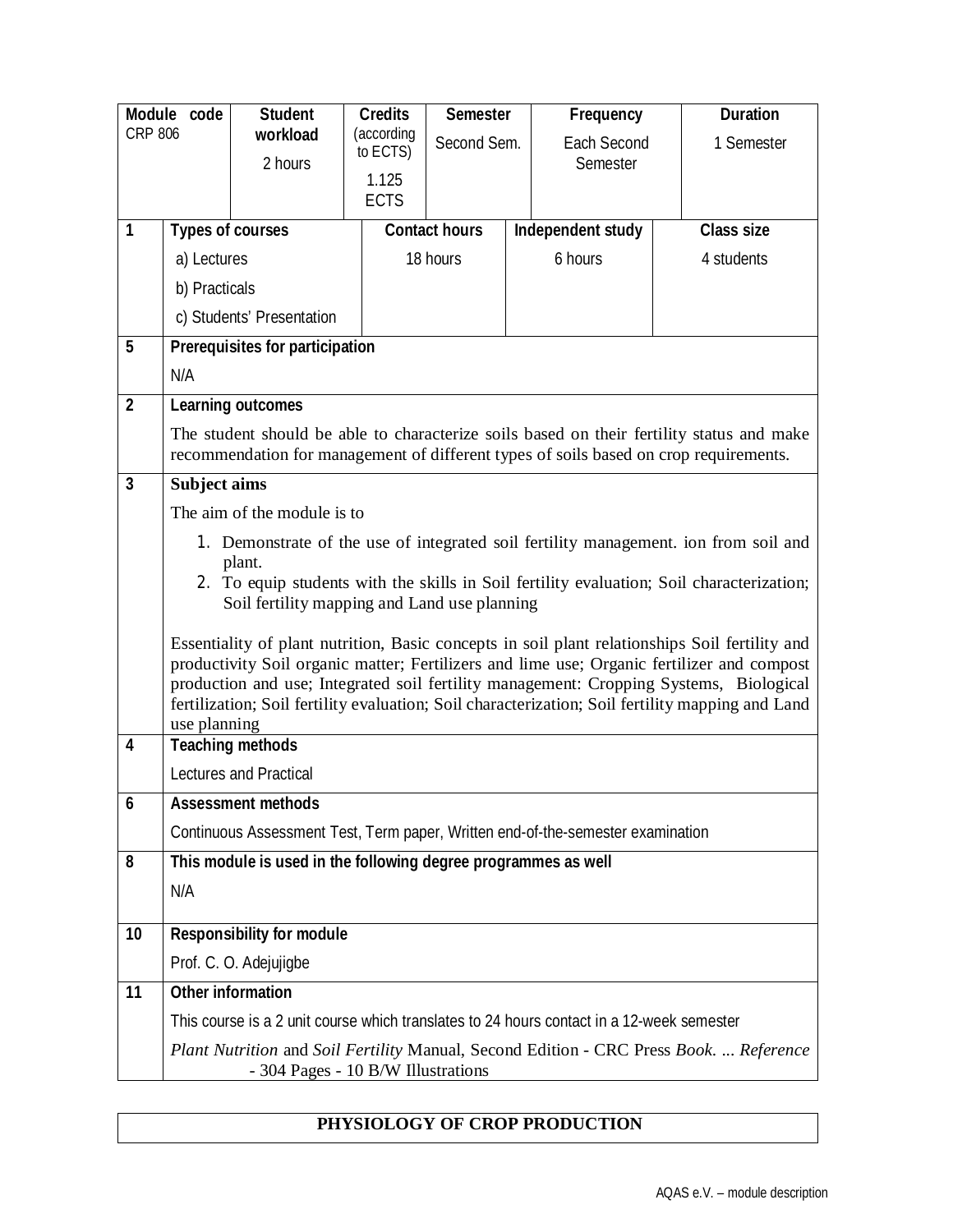| Module code CRP 806 | Student workload 2 hours | Credits (according to ECTS) 1.125 ECTS | Semester Second Sem. | Frequency Each Second Semester | Duration 1 Semester |
|---|---|---|---|---|---|

| | | | | |
|---|---|---|---|---|
| **1** | **Types of courses** | **Contact hours** | **Independent study** | **Class size** |
| | a) Lectures<br>b) Practicals<br>c) Students' Presentation | 18 hours | 6 hours | 4 students |

**5 Prerequisites for participation**

N/A

**2 Learning outcomes**

The student should be able to characterize soils based on their fertility status and make recommendation for management of different types of soils based on crop requirements.

**3 Subject aims**

The aim of the module is to

1. Demonstrate of the use of integrated soil fertility management. ion from soil and plant.
2. To equip students with the skills in Soil fertility evaluation; Soil characterization; Soil fertility mapping and Land use planning

Essentiality of plant nutrition, Basic concepts in soil plant relationships Soil fertility and productivity Soil organic matter; Fertilizers and lime use; Organic fertilizer and compost production and use; Integrated soil fertility management: Cropping Systems, Biological fertilization; Soil fertility evaluation; Soil characterization; Soil fertility mapping and Land use planning

**4 Teaching methods**

Lectures and Practical

**6 Assessment methods**

Continuous Assessment Test, Term paper, Written end-of-the-semester examination

**8 This module is used in the following degree programmes as well**

N/A

**10 Responsibility for module**

Prof. C. O. Adejujigbe

**11 Other information**

This course is a 2 unit course which translates to 24 hours contact in a 12-week semester

*Plant Nutrition* and *Soil Fertility* Manual, Second Edition - CRC Press *Book*. ... *Reference* - 304 Pages - 10 B/W Illustrations

## PHYSIOLOGY OF CROP PRODUCTION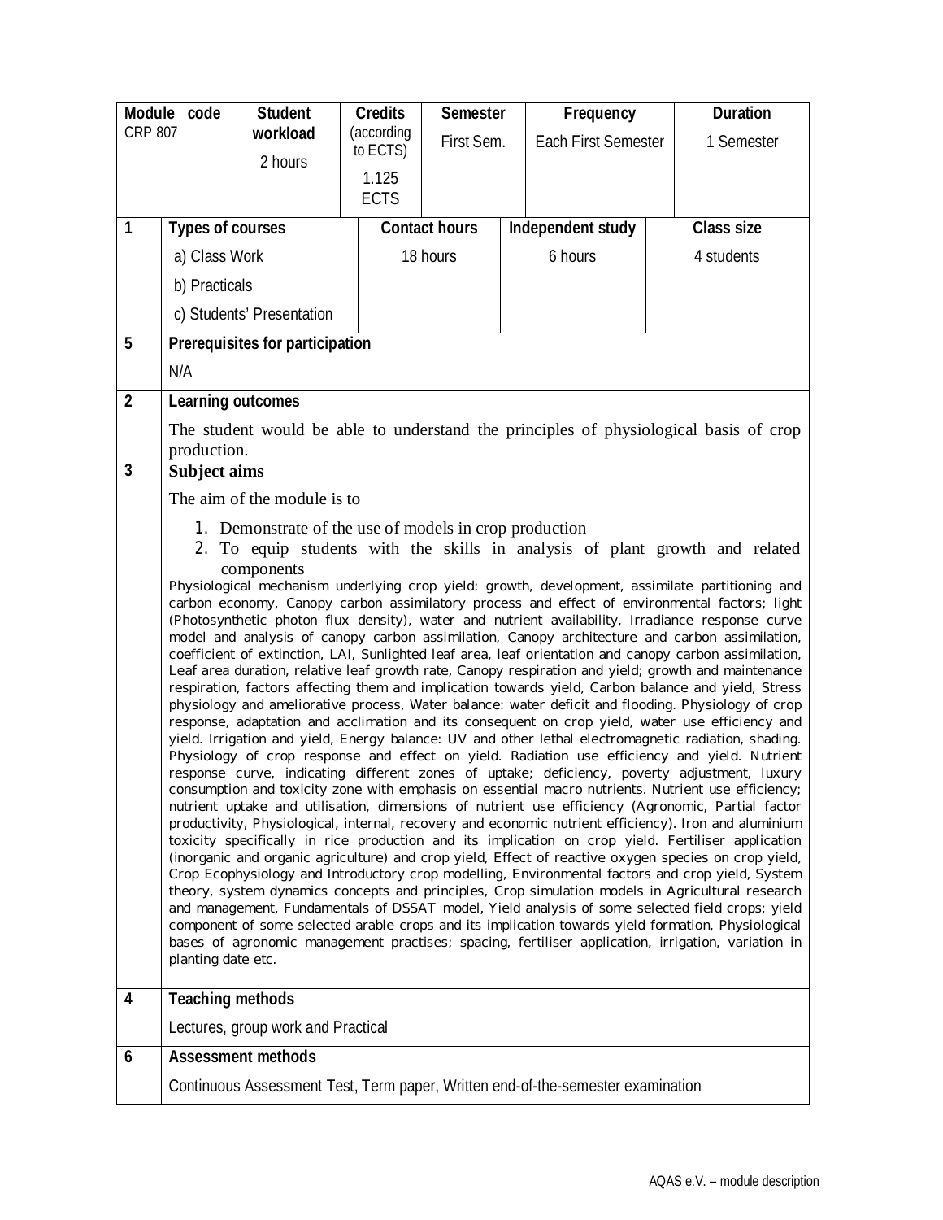| Module code CRP 807 | Student workload 2 hours | Credits (according to ECTS) 1.125 ECTS | Semester First Sem. | Frequency Each First Semester | Duration 1 Semester |
|---|---|---|---|---|---|

| 1 | Types of courses | Contact hours | Independent study | Class size |
|---|---|---|---|---|
| | a) Class Work<br>b) Practicals<br>c) Students' Presentation | 18 hours | 6 hours | 4 students |

**5 Prerequisites for participation**

N/A

**2 Learning outcomes**

The student would be able to understand the principles of physiological basis of crop production.

**3 Subject aims**

The aim of the module is to

1. Demonstrate of the use of models in crop production
2. To equip students with the skills in analysis of plant growth and related components

Physiological mechanism underlying crop yield: growth, development, assimilate partitioning and carbon economy, Canopy carbon assimilatory process and effect of environmental factors; light (Photosynthetic photon flux density), water and nutrient availability, Irradiance response curve model and analysis of canopy carbon assimilation, Canopy architecture and carbon assimilation, coefficient of extinction, LAI, Sunlighted leaf area, leaf orientation and canopy carbon assimilation, Leaf area duration, relative leaf growth rate, Canopy respiration and yield; growth and maintenance respiration, factors affecting them and implication towards yield, Carbon balance and yield, Stress physiology and ameliorative process, Water balance: water deficit and flooding. Physiology of crop response, adaptation and acclimation and its consequent on crop yield, water use efficiency and yield. Irrigation and yield, Energy balance: UV and other lethal electromagnetic radiation, shading. Physiology of crop response and effect on yield. Radiation use efficiency and yield. Nutrient response curve, indicating different zones of uptake; deficiency, poverty adjustment, luxury consumption and toxicity zone with emphasis on essential macro nutrients. Nutrient use efficiency; nutrient uptake and utilisation, dimensions of nutrient use efficiency (Agronomic, Partial factor productivity, Physiological, internal, recovery and economic nutrient efficiency). Iron and aluminium toxicity specifically in rice production and its implication on crop yield. Fertiliser application (inorganic and organic agriculture) and crop yield, Effect of reactive oxygen species on crop yield, Crop Ecophysiology and Introductory crop modelling, Environmental factors and crop yield, System theory, system dynamics concepts and principles, Crop simulation models in Agricultural research and management, Fundamentals of DSSAT model, Yield analysis of some selected field crops; yield component of some selected arable crops and its implication towards yield formation, Physiological bases of agronomic management practises; spacing, fertiliser application, irrigation, variation in planting date etc.

**4 Teaching methods**

Lectures, group work and Practical

**6 Assessment methods**

Continuous Assessment Test, Term paper, Written end-of-the-semester examination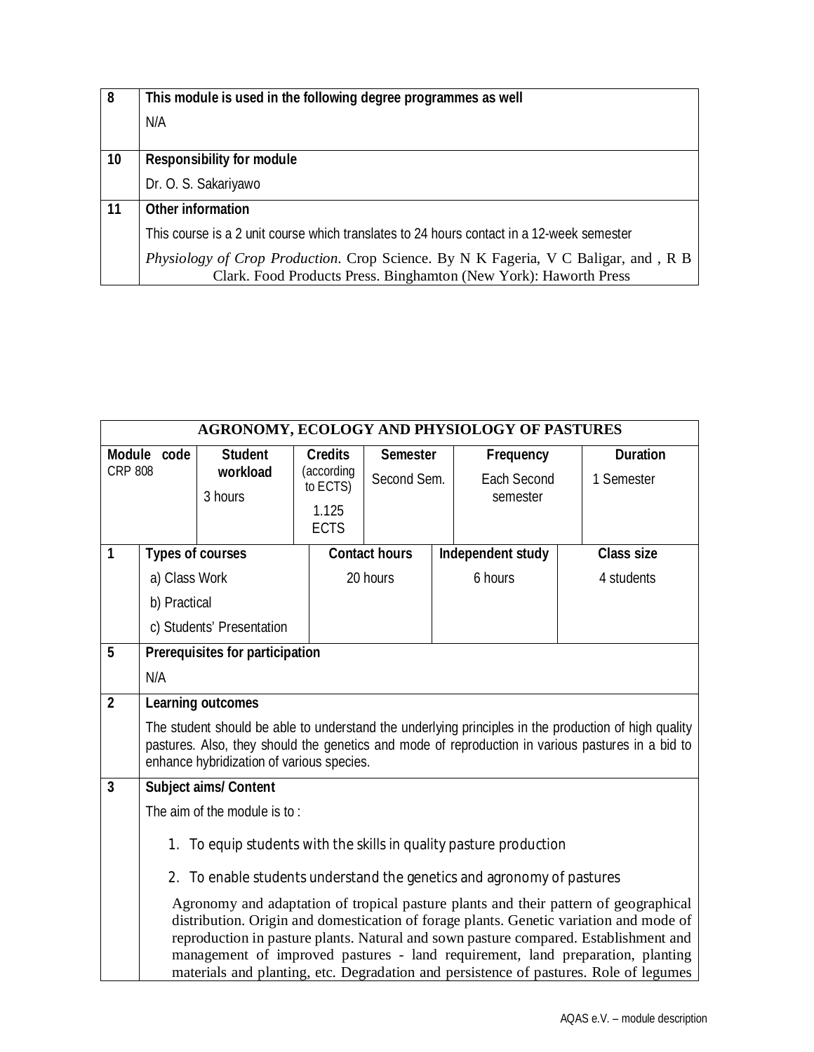| 8 | **This module is used in the following degree programmes as well** |
|---|---|
| | N/A |
| **10** | **Responsibility for module** |
| | Dr. O. S. Sakariyawo |
| **11** | **Other information** |
| | This course is a 2 unit course which translates to 24 hours contact in a 12-week semester |
| | *Physiology of Crop Production*. Crop Science. By N K Fageria, V C Baligar, and , R B Clark. Food Products Press. Binghamton (New York): Haworth Press |

## AGRONOMY, ECOLOGY AND PHYSIOLOGY OF PASTURES

| Module code | Student workload | Credits (according to ECTS) | Semester | Frequency | Duration |
|---|---|---|---|---|---|
| CRP 808 | 3 hours | 1.125 ECTS | Second Sem. | Each Second semester | 1 Semester |

| | Types of courses | Contact hours | Independent study | Class size |
|---|---|---|---|---|
| **1** | a) Class Work<br>b) Practical<br>c) Students' Presentation | 20 hours | 6 hours | 4 students |

| 5 | **Prerequisites for participation** |
|---|---|
| | N/A |
| **2** | **Learning outcomes** |
| | The student should be able to understand the underlying principles in the production of high quality pastures. Also, they should the genetics and mode of reproduction in various pastures in a bid to enhance hybridization of various species. |
| **3** | **Subject aims/ Content** |
| | The aim of the module is to :<br>1. To equip students with the skills in quality pasture production<br>2. To enable students understand the genetics and agronomy of pastures<br>Agronomy and adaptation of tropical pasture plants and their pattern of geographical distribution. Origin and domestication of forage plants. Genetic variation and mode of reproduction in pasture plants. Natural and sown pasture compared. Establishment and management of improved pastures - land requirement, land preparation, planting materials and planting, etc. Degradation and persistence of pastures. Role of legumes |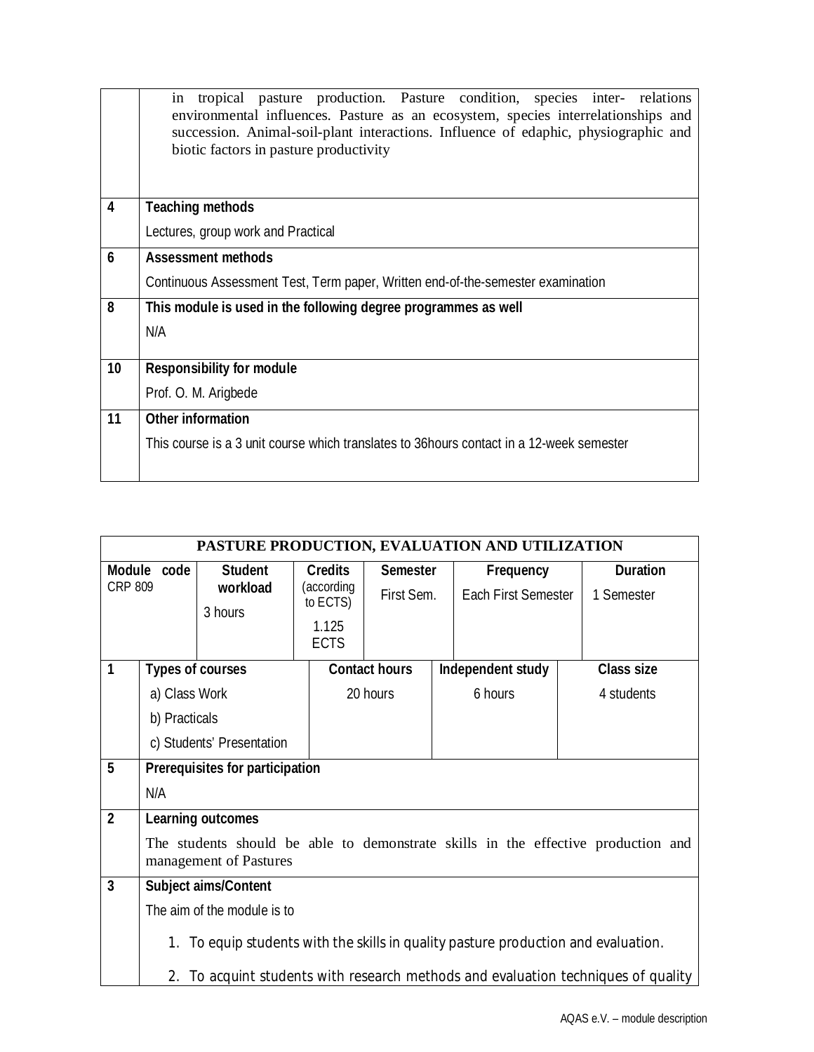| | |
|---|---|
| | in tropical pasture production. Pasture condition, species inter- relations environmental influences. Pasture as an ecosystem, species interrelationships and succession. Animal-soil-plant interactions. Influence of edaphic, physiographic and biotic factors in pasture productivity |
| **4** | **Teaching methods**<br>Lectures, group work and Practical |
| **6** | **Assessment methods**<br>Continuous Assessment Test, Term paper, Written end-of-the-semester examination |
| **8** | **This module is used in the following degree programmes as well**<br>N/A |
| **10** | **Responsibility for module**<br>Prof. O. M. Arigbede |
| **11** | **Other information**<br>This course is a 3 unit course which translates to 36hours contact in a 12-week semester |

| **PASTURE PRODUCTION, EVALUATION AND UTILIZATION** | | | | | |
|---|---|---|---|---|---|
| **Module code**<br>CRP 809 | **Student workload**<br>3 hours | **Credits** (according to ECTS)<br>1.125 ECTS | **Semester**<br>First Sem. | **Frequency**<br>Each First Semester | **Duration**<br>1 Semester |

| | | | | |
|---|---|---|---|---|
| **1** | **Types of courses**<br>a) Class Work<br>b) Practicals<br>c) Students' Presentation | **Contact hours**<br>20 hours | **Independent study**<br>6 hours | **Class size**<br>4 students |
| **5** | **Prerequisites for participation**<br>N/A | | | |
| **2** | **Learning outcomes**<br>The students should be able to demonstrate skills in the effective production and management of Pastures | | | |
| **3** | **Subject aims/Content**<br>The aim of the module is to<br>1. To equip students with the skills in quality pasture production and evaluation.<br>2. To acquint students with research methods and evaluation techniques of quality | | | |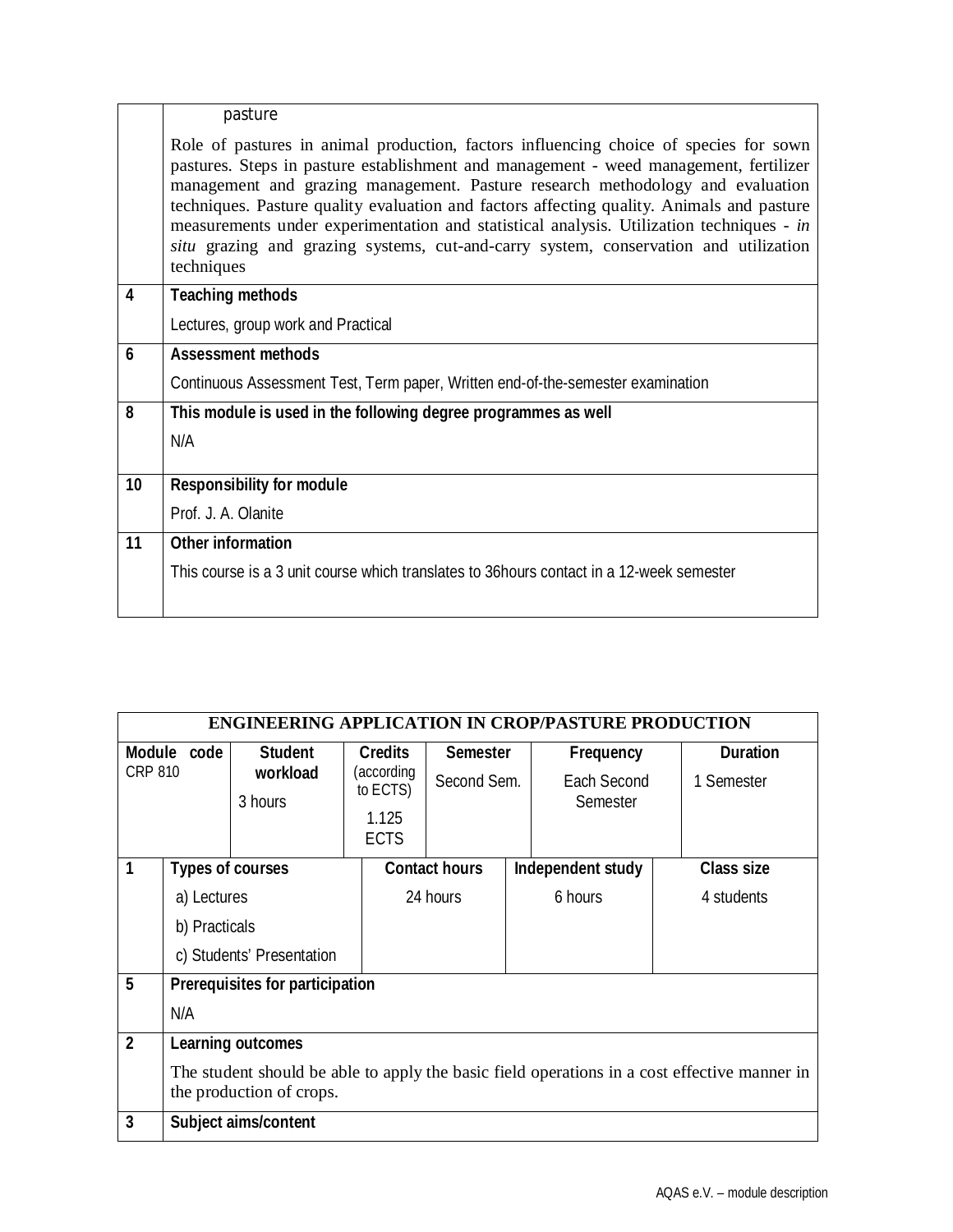| | pasture |
|---|---|
| | Role of pastures in animal production, factors influencing choice of species for sown pastures. Steps in pasture establishment and management - weed management, fertilizer management and grazing management. Pasture research methodology and evaluation techniques. Pasture quality evaluation and factors affecting quality. Animals and pasture measurements under experimentation and statistical analysis. Utilization techniques - *in situ* grazing and grazing systems, cut-and-carry system, conservation and utilization techniques |
| 4 | **Teaching methods**<br>Lectures, group work and Practical |
| 6 | **Assessment methods**<br>Continuous Assessment Test, Term paper, Written end-of-the-semester examination |
| 8 | **This module is used in the following degree programmes as well**<br>N/A |
| 10 | **Responsibility for module**<br>Prof. J. A. Olanite |
| 11 | **Other information**<br>This course is a 3 unit course which translates to 36hours contact in a 12-week semester |

| **ENGINEERING APPLICATION IN CROP/PASTURE PRODUCTION** | | | | | |
|---|---|---|---|---|---|
| **Module code**<br>CRP 810 | **Student workload**<br>3 hours | **Credits** (according to ECTS)<br>1.125 ECTS | **Semester**<br>Second Sem. | **Frequency**<br>Each Second Semester | **Duration**<br>1 Semester |
| **1** | **Types of courses**<br>a) Lectures<br>b) Practicals<br>c) Students' Presentation | **Contact hours**<br>24 hours | **Independent study**<br>6 hours | **Class size**<br>4 students | |
| **5** | **Prerequisites for participation**<br>N/A | | | | |
| **2** | **Learning outcomes**<br>The student should be able to apply the basic field operations in a cost effective manner in the production of crops. | | | | |
| **3** | **Subject aims/content** | | | | |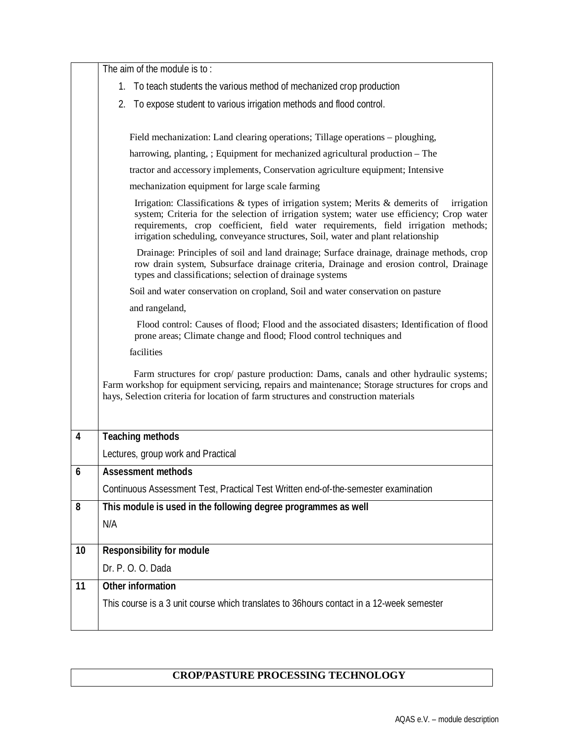| | |
|---|---|
| | The aim of the module is to :<br>1. To teach students the various method of mechanized crop production<br>2. To expose student to various irrigation methods and flood control.<br><br>Field mechanization: Land clearing operations; Tillage operations – ploughing, harrowing, planting, ; Equipment for mechanized agricultural production – The tractor and accessory implements, Conservation agriculture equipment; Intensive mechanization equipment for large scale farming<br><br>Irrigation: Classifications & types of irrigation system; Merits & demerits of irrigation system; Criteria for the selection of irrigation system; water use efficiency; Crop water requirements, crop coefficient, field water requirements, field irrigation methods; irrigation scheduling, conveyance structures, Soil, water and plant relationship<br><br>Drainage: Principles of soil and land drainage; Surface drainage, drainage methods, crop row drain system, Subsurface drainage criteria, Drainage and erosion control, Drainage types and classifications; selection of drainage systems<br><br>Soil and water conservation on cropland, Soil and water conservation on pasture and rangeland,<br><br>Flood control: Causes of flood; Flood and the associated disasters; Identification of flood prone areas; Climate change and flood; Flood control techniques and facilities<br><br>Farm structures for crop/ pasture production: Dams, canals and other hydraulic systems; Farm workshop for equipment servicing, repairs and maintenance; Storage structures for crops and hays, Selection criteria for location of farm structures and construction materials |
| **4** | **Teaching methods**<br>Lectures, group work and Practical |
| **6** | **Assessment methods**<br>Continuous Assessment Test, Practical Test Written end-of-the-semester examination |
| **8** | **This module is used in the following degree programmes as well**<br>N/A |
| **10** | **Responsibility for module**<br>Dr. P. O. O. Dada |
| **11** | **Other information**<br>This course is a 3 unit course which translates to 36hours contact in a 12-week semester |

| **CROP/PASTURE PROCESSING TECHNOLOGY** |
|---|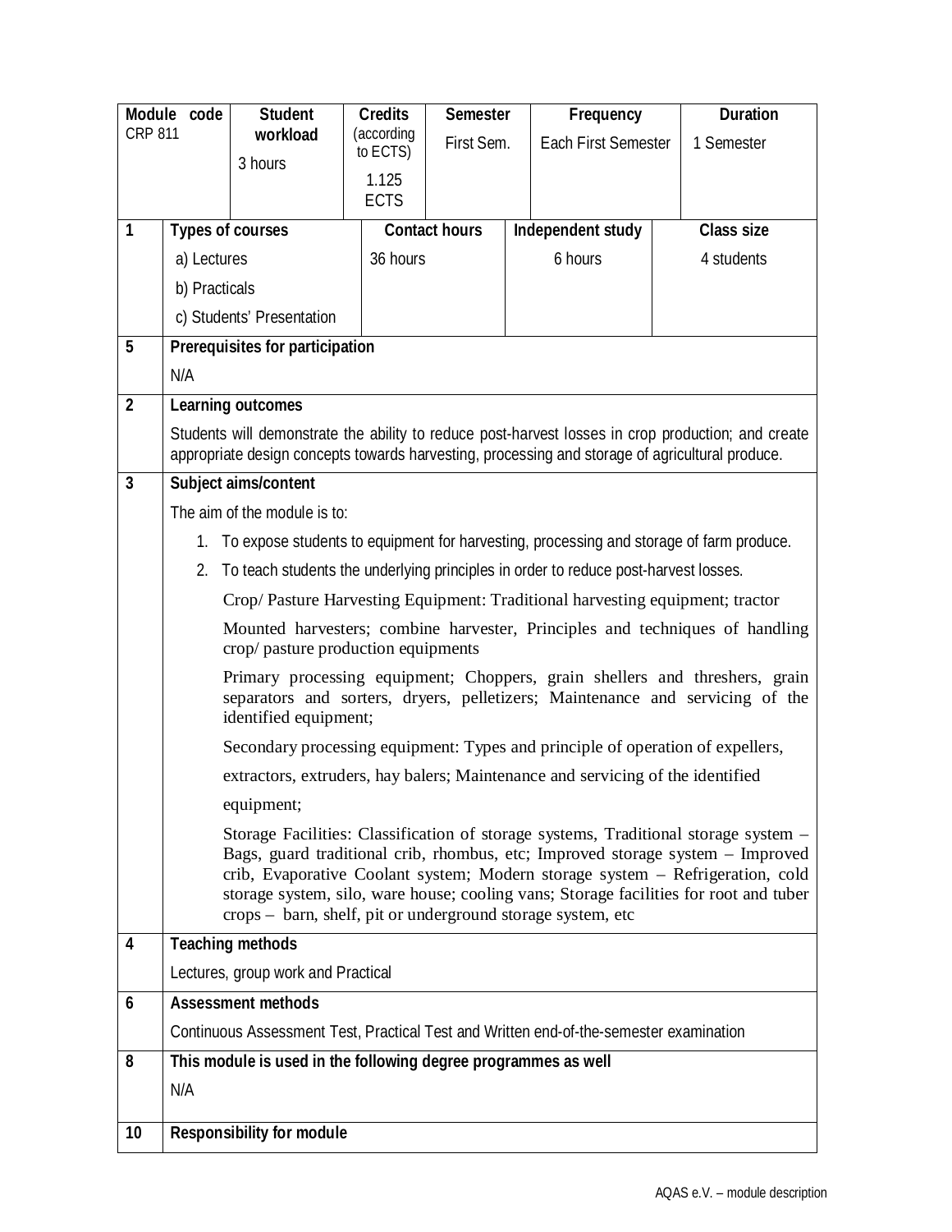| Module code<br>CRP 811 | Student workload<br>3 hours | Credits (according to ECTS)<br>1.125 ECTS | Semester<br>First Sem. | Frequency<br>Each First Semester | Duration<br>1 Semester |
|---|---|---|---|---|---|

| | | | | |
|---|---|---|---|---|
| **1** | **Types of courses**<br>a) Lectures<br>b) Practicals<br>c) Students' Presentation | **Contact hours**<br>36 hours | **Independent study**<br>6 hours | **Class size**<br>4 students |
| **5** | **Prerequisites for participation**<br>N/A | | | |
| **2** | **Learning outcomes**<br>Students will demonstrate the ability to reduce post-harvest losses in crop production; and create appropriate design concepts towards harvesting, processing and storage of agricultural produce. | | | |
| **3** | **Subject aims/content**<br>The aim of the module is to:<br>1. To expose students to equipment for harvesting, processing and storage of farm produce.<br>2. To teach students the underlying principles in order to reduce post-harvest losses.<br>Crop/ Pasture Harvesting Equipment: Traditional harvesting equipment; tractor Mounted harvesters; combine harvester, Principles and techniques of handling crop/ pasture production equipments<br>Primary processing equipment; Choppers, grain shellers and threshers, grain separators and sorters, dryers, pelletizers; Maintenance and servicing of the identified equipment;<br>Secondary processing equipment: Types and principle of operation of expellers, extractors, extruders, hay balers; Maintenance and servicing of the identified equipment;<br>Storage Facilities: Classification of storage systems, Traditional storage system – Bags, guard traditional crib, rhombus, etc; Improved storage system – Improved crib, Evaporative Coolant system; Modern storage system – Refrigeration, cold storage system, silo, ware house; cooling vans; Storage facilities for root and tuber crops – barn, shelf, pit or underground storage system, etc | | | |
| **4** | **Teaching methods**<br>Lectures, group work and Practical | | | |
| **6** | **Assessment methods**<br>Continuous Assessment Test, Practical Test and Written end-of-the-semester examination | | | |
| **8** | **This module is used in the following degree programmes as well**<br>N/A | | | |
| **10** | **Responsibility for module** | | | |

AQAS e.V. – module description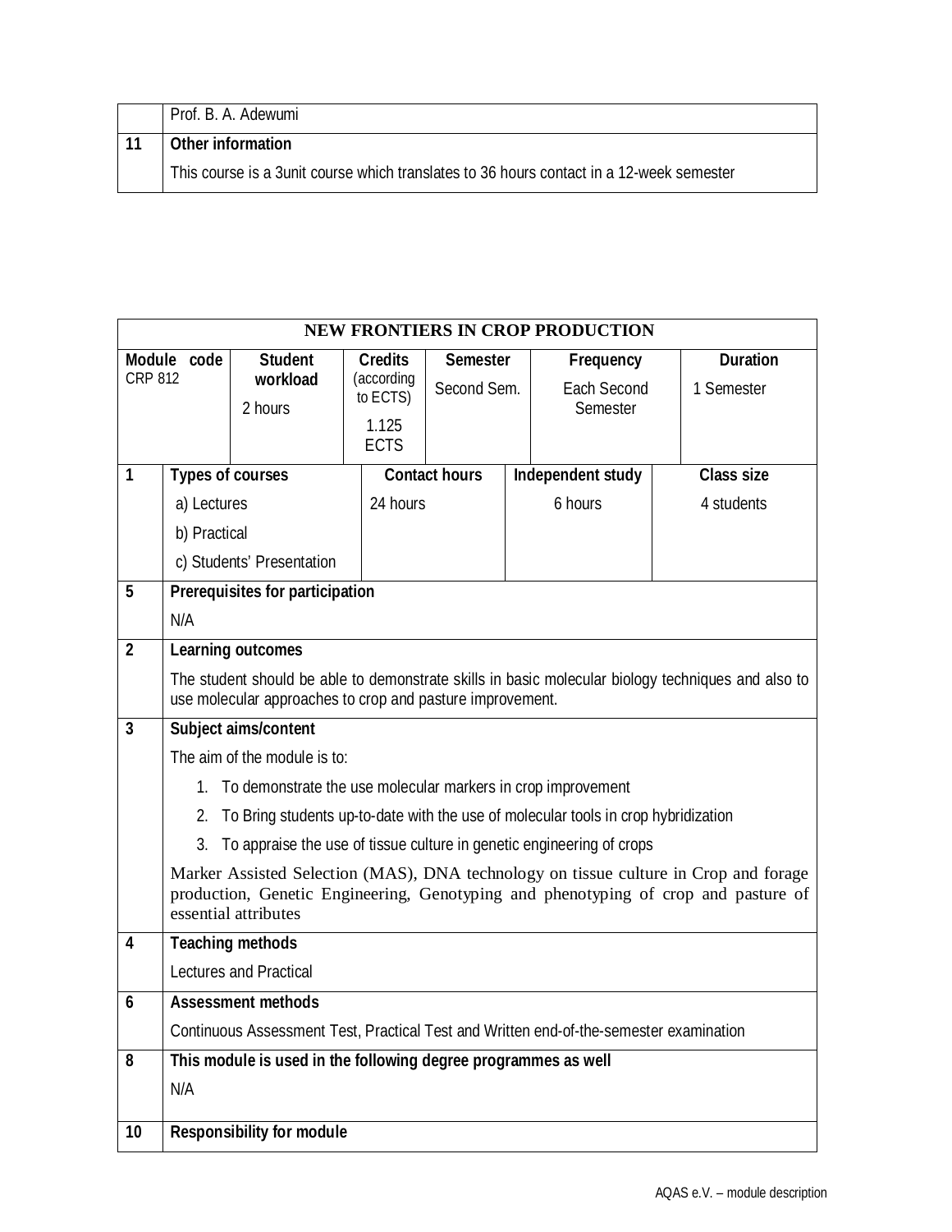| | Prof. B. A. Adewumi |
|---|---|
| 11 | **Other information**<br>This course is a 3unit course which translates to 36 hours contact in a 12-week semester |

| **NEW FRONTIERS IN CROP PRODUCTION** | | | | | |
|---|---|---|---|---|---|
| **Module code**<br>CRP 812 | **Student workload**<br>2 hours | **Credits** (according to ECTS)<br>1.125 ECTS | **Semester**<br>Second Sem. | **Frequency**<br>Each Second Semester | **Duration**<br>1 Semester |

| | | | | |
|---|---|---|---|---|
| 1 | **Types of courses**<br>a) Lectures<br>b) Practical<br>c) Students' Presentation | **Contact hours**<br>24 hours | **Independent study**<br>6 hours | **Class size**<br>4 students |
| 5 | **Prerequisites for participation**<br>N/A | | | |
| 2 | **Learning outcomes**<br>The student should be able to demonstrate skills in basic molecular biology techniques and also to use molecular approaches to crop and pasture improvement. | | | |
| 3 | **Subject aims/content**<br>The aim of the module is to:<br>1. To demonstrate the use molecular markers in crop improvement<br>2. To Bring students up-to-date with the use of molecular tools in crop hybridization<br>3. To appraise the use of tissue culture in genetic engineering of crops<br>Marker Assisted Selection (MAS), DNA technology on tissue culture in Crop and forage production, Genetic Engineering, Genotyping and phenotyping of crop and pasture of essential attributes | | | |
| 4 | **Teaching methods**<br>Lectures and Practical | | | |
| 6 | **Assessment methods**<br>Continuous Assessment Test, Practical Test and Written end-of-the-semester examination | | | |
| 8 | **This module is used in the following degree programmes as well**<br>N/A | | | |
| 10 | **Responsibility for module** | | | |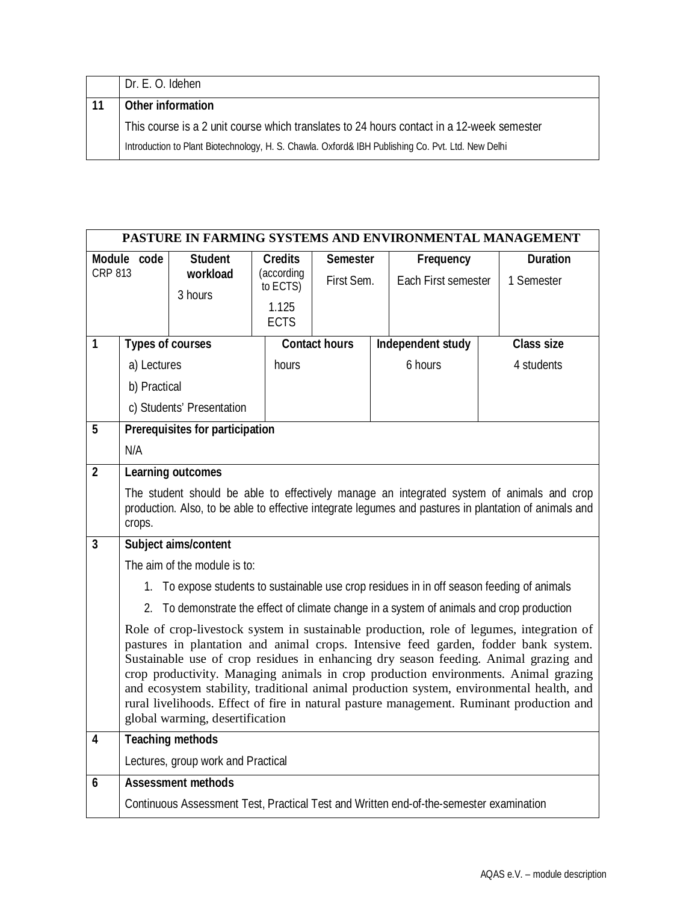| | Dr. E. O. Idehen |
|---|---|
| **11** | **Other information** |
| | This course is a 2 unit course which translates to 24 hours contact in a 12-week semester |
| | Introduction to Plant Biotechnology, H. S. Chawla. Oxford& IBH Publishing Co. Pvt. Ltd. New Delhi |

## PASTURE IN FARMING SYSTEMS AND ENVIRONMENTAL MANAGEMENT

| Module code | Student workload | Credits (according to ECTS) | Semester | Frequency | Duration |
|---|---|---|---|---|---|
| CRP 813 | 3 hours | 1.125 ECTS | First Sem. | Each First semester | 1 Semester |

| | Types of courses | Contact hours | Independent study | Class size |
|---|---|---|---|---|
| **1** | a) Lectures<br>b) Practical<br>c) Students' Presentation | hours | 6 hours | 4 students |

| | |
|---|---|
| **5** | **Prerequisites for participation** |
| | N/A |
| **2** | **Learning outcomes** |
| | The student should be able to effectively manage an integrated system of animals and crop production. Also, to be able to effective integrate legumes and pastures in plantation of animals and crops. |
| **3** | **Subject aims/content** |
| | The aim of the module is to:<br>1. To expose students to sustainable use crop residues in in off season feeding of animals<br>2. To demonstrate the effect of climate change in a system of animals and crop production<br>Role of crop-livestock system in sustainable production, role of legumes, integration of pastures in plantation and animal crops. Intensive feed garden, fodder bank system. Sustainable use of crop residues in enhancing dry season feeding. Animal grazing and crop productivity. Managing animals in crop production environments. Animal grazing and ecosystem stability, traditional animal production system, environmental health, and rural livelihoods. Effect of fire in natural pasture management. Ruminant production and global warming, desertification |
| **4** | **Teaching methods** |
| | Lectures, group work and Practical |
| **6** | **Assessment methods** |
| | Continuous Assessment Test, Practical Test and Written end-of-the-semester examination |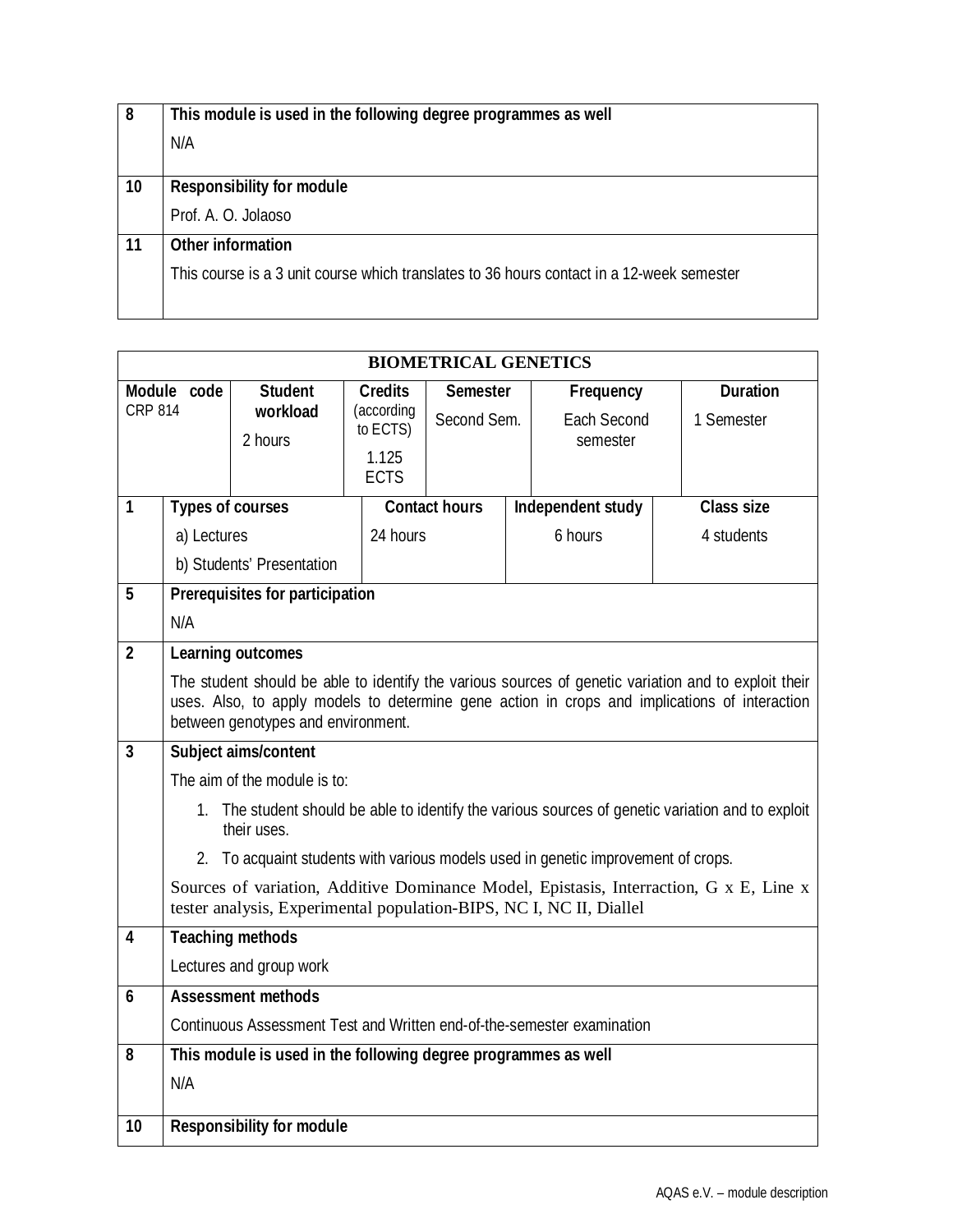| | |
|---|---|
| 8 | **This module is used in the following degree programmes as well**<br>N/A |
| 10 | **Responsibility for module**<br>Prof. A. O. Jolaoso |
| 11 | **Other information**<br>This course is a 3 unit course which translates to 36 hours contact in a 12-week semester |

**BIOMETRICAL GENETICS**

| Module code | Student workload | Credits (according to ECTS) | Semester | Frequency | Duration |
|---|---|---|---|---|---|
| CRP 814 | 2 hours | 1.125 ECTS | Second Sem. | Each Second semester | 1 Semester |

| | Types of courses | Contact hours | Independent study | Class size |
|---|---|---|---|---|
| 1 | a) Lectures<br>b) Students' Presentation | 24 hours | 6 hours | 4 students |

| | |
|---|---|
| 5 | **Prerequisites for participation**<br>N/A |
| 2 | **Learning outcomes**<br>The student should be able to identify the various sources of genetic variation and to exploit their uses. Also, to apply models to determine gene action in crops and implications of interaction between genotypes and environment. |
| 3 | **Subject aims/content**<br>The aim of the module is to:<br>1. The student should be able to identify the various sources of genetic variation and to exploit their uses.<br>2. To acquaint students with various models used in genetic improvement of crops.<br>Sources of variation, Additive Dominance Model, Epistasis, Interraction, G x E, Line x tester analysis, Experimental population-BIPS, NC I, NC II, Diallel |
| 4 | **Teaching methods**<br>Lectures and group work |
| 6 | **Assessment methods**<br>Continuous Assessment Test and Written end-of-the-semester examination |
| 8 | **This module is used in the following degree programmes as well**<br>N/A |
| 10 | **Responsibility for module** |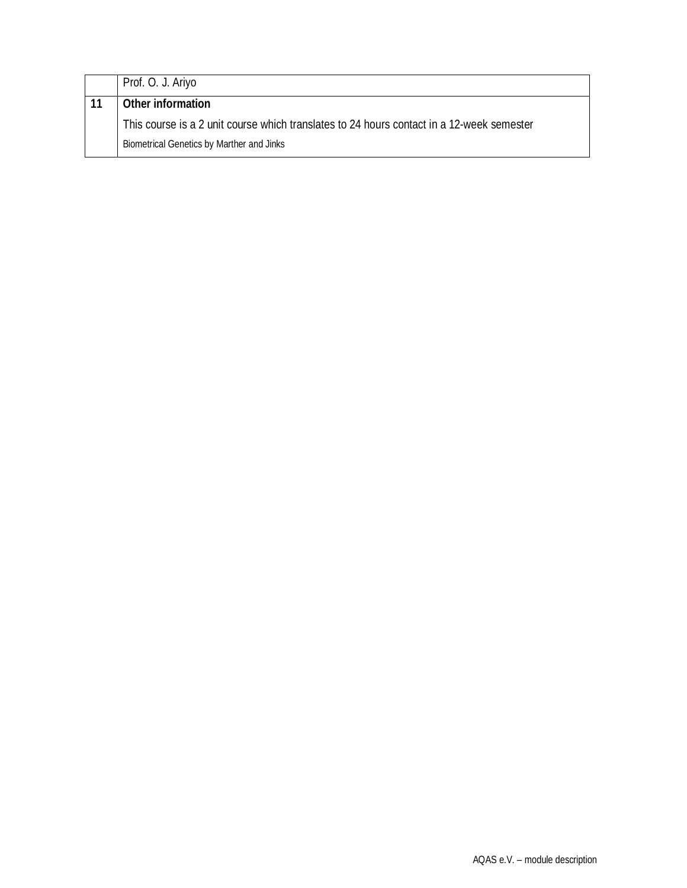| | |
|---|---|
| | Prof. O. J. Ariyo |
| 11 | **Other information**<br>This course is a 2 unit course which translates to 24 hours contact in a 12-week semester<br>Biometrical Genetics by Marther and Jinks |